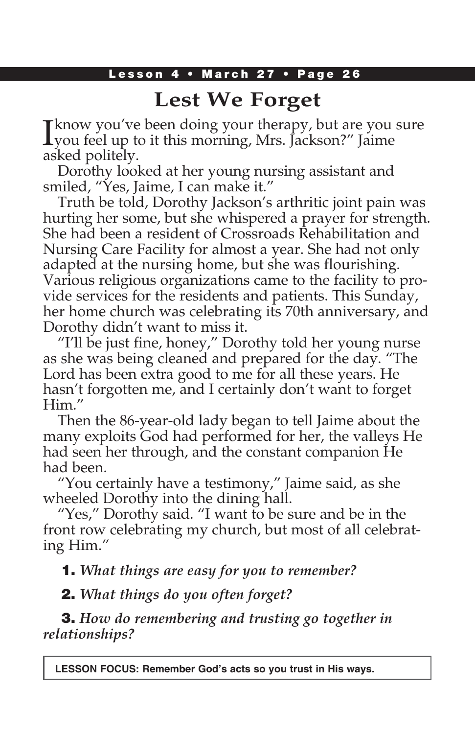# Lest We Forget

"I know you've been doing your therapy, but are you sure you feel up to it this morning, Mrs. Jackson?" Jaime asked politely.

Dorothy looked at her young nursing assistant and smiled, "Yes, Jaime, I can make it."

Truth be told, Dorothy Jackson's arthritic joint pain was hurting her some, but she whispered a prayer for strength. She had been a resident of Crossroads Rehabilitation and Nursing Care Facility for almost a year. She had not only adapted at the nursing home, but she was flourishing. Various religious organizations came to the facility to provide services for the residents and patients. This Sunday, her home church was celebrating its 70th anniversary, and Dorothy didn't want to miss it.

"I'll be just fine, honey," Dorothy told her young nurse as she was being cleaned and prepared for the day. "The Lord has been extra good to me for all these years. He hasn't forgotten me, and I certainly don't want to forget Him."

Then the 86-year-old lady began to tell Jaime about the many exploits God had performed for her, the valleys He had seen her through, and the constant companion He had been.

"You certainly have a testimony," Jaime said, as she wheeled Dorothy into the dining hall.

"Yes," Dorothy said. "I want to be sure and be in the front row celebrating my church, but most of all celebrating Him."

**1.** *What things are easy for you to remember?*

**2.** *What things do you often forget?*

**3.** *How do remembering and trusting go together in relationships?*

**LESSON FOCUS: Remember God's acts so you trust in His ways.**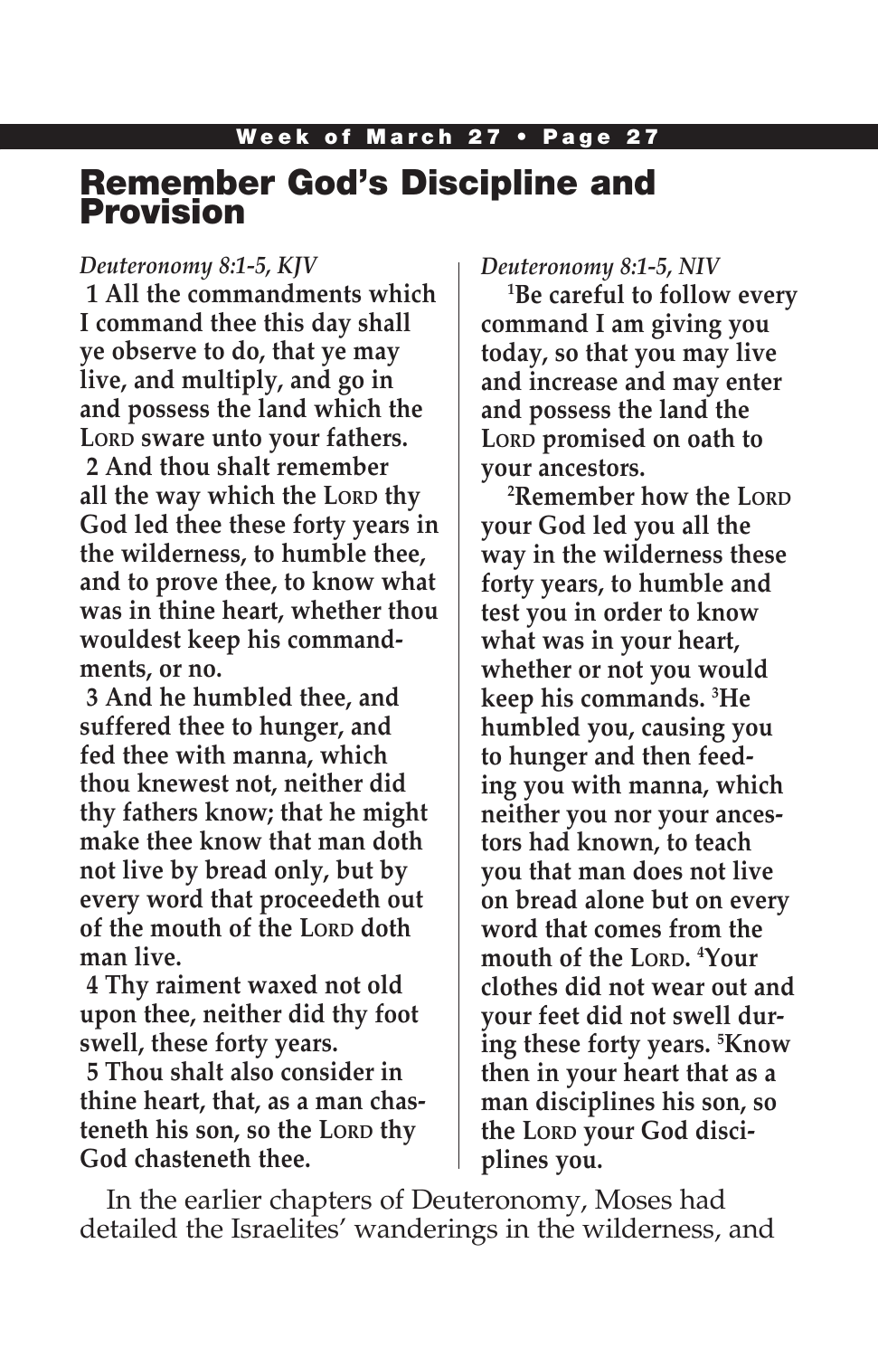# Remember God's Discipline and Provision

*Deuteronomy 8:1-5, KJV*

**1 All the commandments which I command thee this day shall ye observe to do, that ye may live, and multiply, and go in and possess the land which the LORD sware unto your fathers.**

**2 And thou shalt remember all the way which the LORD thy God led thee these forty years in the wilderness, to humble thee, and to prove thee, to know what was in thine heart, whether thou wouldest keep his commandments, or no.**

**3 And he humbled thee, and suffered thee to hunger, and fed thee with manna, which thou knewest not, neither did thy fathers know; that he might make thee know that man doth not live by bread only, but by every word that proceedeth out of the mouth of the LORD doth man live.**

**4 Thy raiment waxed not old upon thee, neither did thy foot swell, these forty years.**

**5 Thou shalt also consider in thine heart, that, as a man chasteneth his son, so the LORD thy God chasteneth thee.**

*Deuteronomy 8:1-5, NIV*

**[1]Be careful to follow every command I am giving you today, so that you may live and increase and may enter and possess the land the LORD promised on oath to your ancestors.**

**[2]Remember how the LORD your God led you all the way in the wilderness these forty years, to humble and test you in order to know what was in your heart, whether or not you would keep his commands. [3]He humbled you, causing you to hunger and then feeding you with manna, which neither you nor your ancestors had known, to teach you that man does not live on bread alone but on every word that comes from the mouth of the LORD. [4]Your clothes did not wear out and your feet did not swell during these forty years. [5]Know then in your heart that as a man disciplines his son, so the LORD your God disciplines you.**

In the earlier chapters of Deuteronomy, Moses had detailed the Israelites' wanderings in the wilderness, and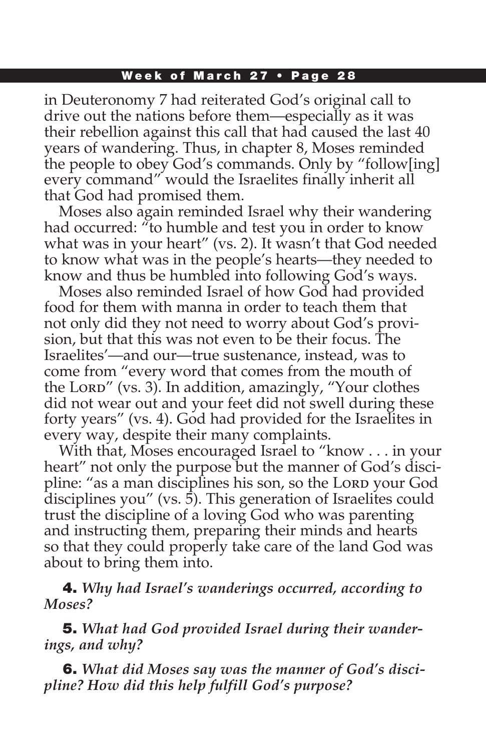in Deuteronomy 7 had reiterated God's original call to drive out the nations before them—especially as it was their rebellion against this call that had caused the last 40 years of wandering. Thus, in chapter 8, Moses reminded the people to obey God's commands. Only by "follow[ing] every command" would the Israelites finally inherit all that God had promised them.

Moses also again reminded Israel why their wandering had occurred: "to humble and test you in order to know what was in your heart" (vs. 2). It wasn't that God needed to know what was in the people's hearts—they needed to know and thus be humbled into following God's ways.

Moses also reminded Israel of how God had provided food for them with manna in order to teach them that not only did they not need to worry about God's provision, but that this was not even to be their focus. The Israelites'—and our—true sustenance, instead, was to come from "every word that comes from the mouth of the Lord" (vs. 3). In addition, amazingly, "Your clothes did not wear out and your feet did not swell during these forty years" (vs. 4). God had provided for the Israelites in every way, despite their many complaints.

With that, Moses encouraged Israel to "know . . . in your heart" not only the purpose but the manner of God's discipline: "as a man disciplines his son, so the Lord your God disciplines you" (vs. 5). This generation of Israelites could trust the discipline of a loving God who was parenting and instructing them, preparing their minds and hearts so that they could properly take care of the land God was about to bring them into.

**4.** ***Why had Israel's wanderings occurred, according to Moses?***

**5.** ***What had God provided Israel during their wanderings, and why?***

**6.** ***What did Moses say was the manner of God's discipline? How did this help fulfill God's purpose?***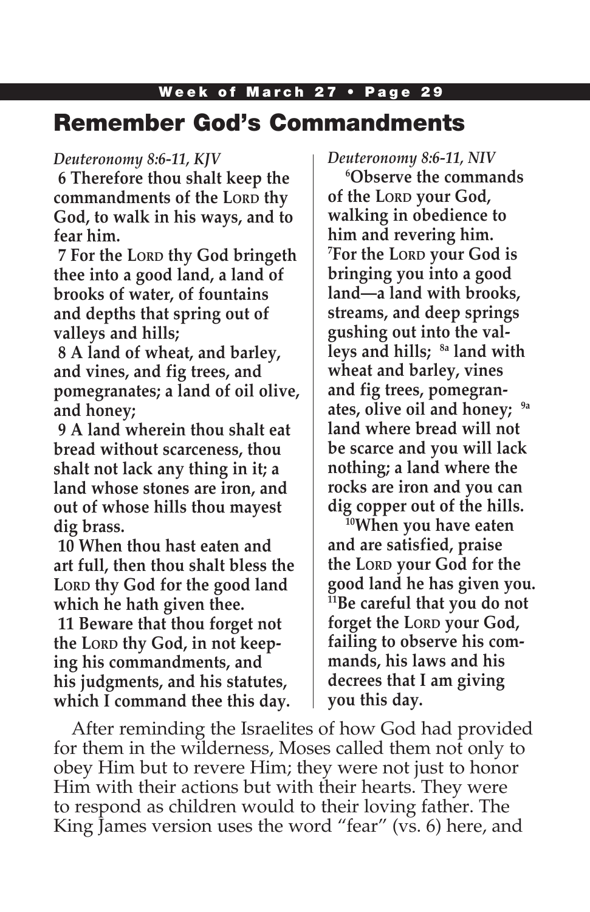# Remember God's Commandments

*Deuteronomy 8:6-11, KJV*

**6 Therefore thou shalt keep the commandments of the LORD thy God, to walk in his ways, and to fear him.**

**7 For the LORD thy God bringeth thee into a good land, a land of brooks of water, of fountains and depths that spring out of valleys and hills;**

**8 A land of wheat, and barley, and vines, and fig trees, and pomegranates; a land of oil olive, and honey;**

**9 A land wherein thou shalt eat bread without scarceness, thou shalt not lack any thing in it; a land whose stones are iron, and out of whose hills thou mayest dig brass.**

**10 When thou hast eaten and art full, then thou shalt bless the LORD thy God for the good land which he hath given thee.**

**11 Beware that thou forget not the LORD thy God, in not keeping his commandments, and his judgments, and his statutes, which I command thee this day.**

*Deuteronomy 8:6-11, NIV*

**[6]Observe the commands of the LORD your God, walking in obedience to him and revering him. [7]For the LORD your God is bringing you into a good land—a land with brooks, streams, and deep springs gushing out into the valleys and hills; [8]a land with wheat and barley, vines and fig trees, pomegranates, olive oil and honey; [9]a land where bread will not be scarce and you will lack nothing; a land where the rocks are iron and you can dig copper out of the hills.**

**[10]When you have eaten and are satisfied, praise the LORD your God for the good land he has given you. [11]Be careful that you do not forget the LORD your God, failing to observe his commands, his laws and his decrees that I am giving you this day.**

After reminding the Israelites of how God had provided for them in the wilderness, Moses called them not only to obey Him but to revere Him; they were not just to honor Him with their actions but with their hearts. They were to respond as children would to their loving father. The King James version uses the word "fear" (vs. 6) here, and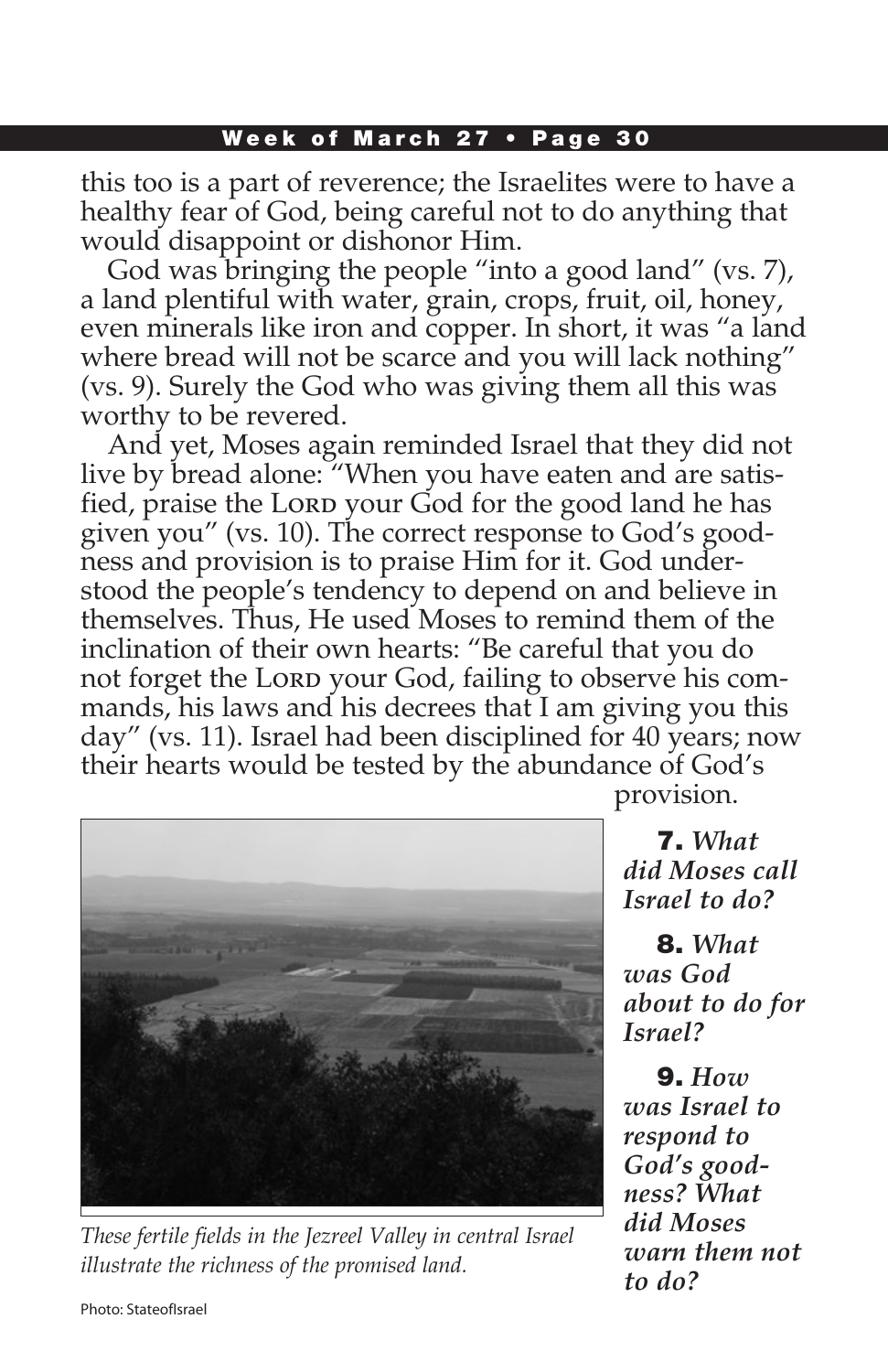this too is a part of reverence; the Israelites were to have a healthy fear of God, being careful not to do anything that would disappoint or dishonor Him.

God was bringing the people "into a good land" (vs. 7), a land plentiful with water, grain, crops, fruit, oil, honey, even minerals like iron and copper. In short, it was "a land where bread will not be scarce and you will lack nothing" (vs. 9). Surely the God who was giving them all this was worthy to be revered.

And yet, Moses again reminded Israel that they did not live by bread alone: "When you have eaten and are satisfied, praise the Lord your God for the good land he has given you" (vs. 10). The correct response to God's goodness and provision is to praise Him for it. God understood the people's tendency to depend on and believe in themselves. Thus, He used Moses to remind them of the inclination of their own hearts: "Be careful that you do not forget the Lord your God, failing to observe his commands, his laws and his decrees that I am giving you this day" (vs. 11). Israel had been disciplined for 40 years; now their hearts would be tested by the abundance of God's provision.

*These fertile fields in the Jezreel Valley in central Israel illustrate the richness of the promised land.*

Photo: StateofIsrael

**7.** ***What did Moses call Israel to do?***

**8.** ***What was God about to do for Israel?***

**9.** ***How was Israel to respond to God's goodness? What did Moses warn them not to do?***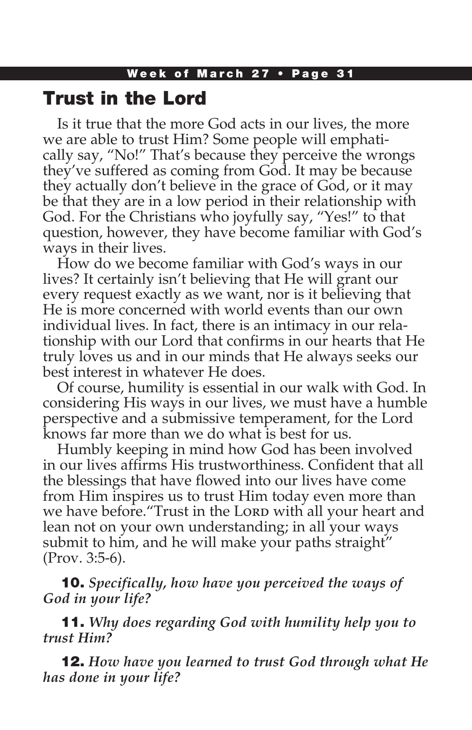## Trust in the Lord

Is it true that the more God acts in our lives, the more we are able to trust Him? Some people will emphatically say, "No!" That's because they perceive the wrongs they've suffered as coming from God. It may be because they actually don't believe in the grace of God, or it may be that they are in a low period in their relationship with God. For the Christians who joyfully say, "Yes!" to that question, however, they have become familiar with God's ways in their lives.

How do we become familiar with God's ways in our lives? It certainly isn't believing that He will grant our every request exactly as we want, nor is it believing that He is more concerned with world events than our own individual lives. In fact, there is an intimacy in our relationship with our Lord that confirms in our hearts that He truly loves us and in our minds that He always seeks our best interest in whatever He does.

Of course, humility is essential in our walk with God. In considering His ways in our lives, we must have a humble perspective and a submissive temperament, for the Lord knows far more than we do what is best for us.

Humbly keeping in mind how God has been involved in our lives affirms His trustworthiness. Confident that all the blessings that have flowed into our lives have come from Him inspires us to trust Him today even more than we have before."Trust in the LORD with all your heart and lean not on your own understanding; in all your ways submit to him, and he will make your paths straight" (Prov. 3:5-6).

**10.** ***Specifically, how have you perceived the ways of God in your life?***

**11.** ***Why does regarding God with humility help you to trust Him?***

**12.** ***How have you learned to trust God through what He has done in your life?***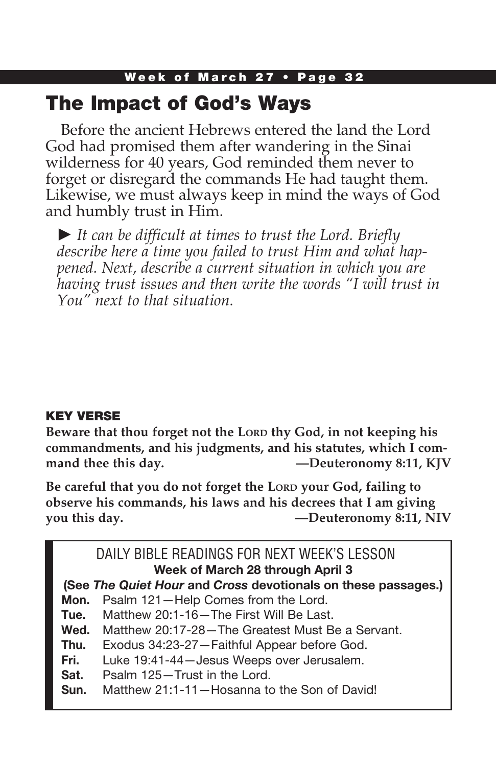# The Impact of God's Ways

Before the ancient Hebrews entered the land the Lord God had promised them after wandering in the Sinai wilderness for 40 years, God reminded them never to forget or disregard the commands He had taught them. Likewise, we must always keep in mind the ways of God and humbly trust in Him.

► *It can be difficult at times to trust the Lord. Briefly describe here a time you failed to trust Him and what happened. Next, describe a current situation in which you are having trust issues and then write the words "I will trust in You" next to that situation.*

### KEY VERSE

**Beware that thou forget not the LORD thy God, in not keeping his commandments, and his judgments, and his statutes, which I command thee this day. —Deuteronomy 8:11, KJV**

**Be careful that you do not forget the LORD your God, failing to observe his commands, his laws and his decrees that I am giving you this day. —Deuteronomy 8:11, NIV**

DAILY BIBLE READINGS FOR NEXT WEEK'S LESSON

**Week of March 28 through April 3**

**(See *The Quiet Hour* and *Cross* devotionals on these passages.)**

- **Mon.** Psalm 121—Help Comes from the Lord.
- **Tue.** Matthew 20:1-16—The First Will Be Last.
- **Wed.** Matthew 20:17-28—The Greatest Must Be a Servant.
- **Thu.** Exodus 34:23-27—Faithful Appear before God.
- **Fri.** Luke 19:41-44—Jesus Weeps over Jerusalem.
- **Sat.** Psalm 125—Trust in the Lord.
- **Sun.** Matthew 21:1-11—Hosanna to the Son of David!